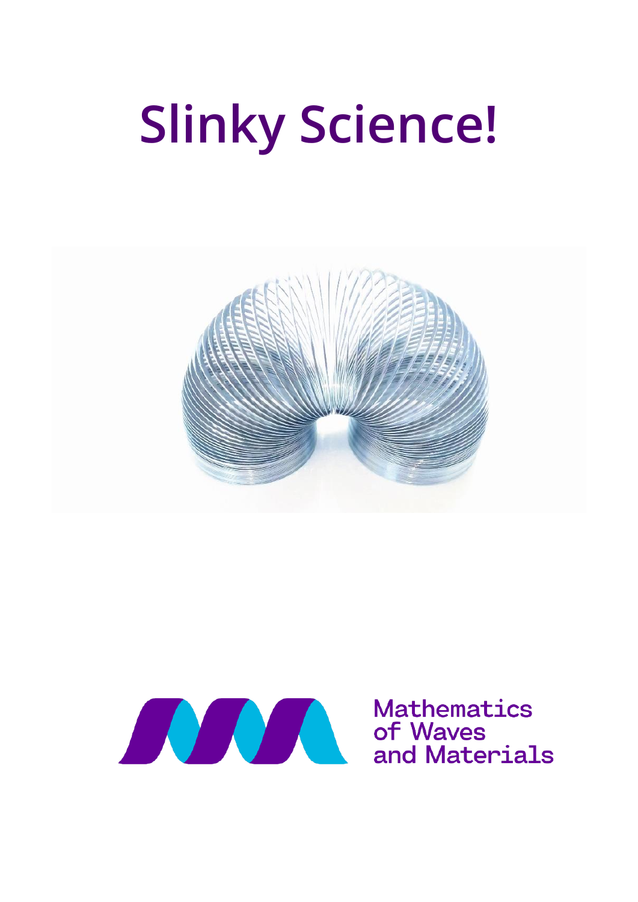# Slinky Science!

Mathematics
of Waves
and Materials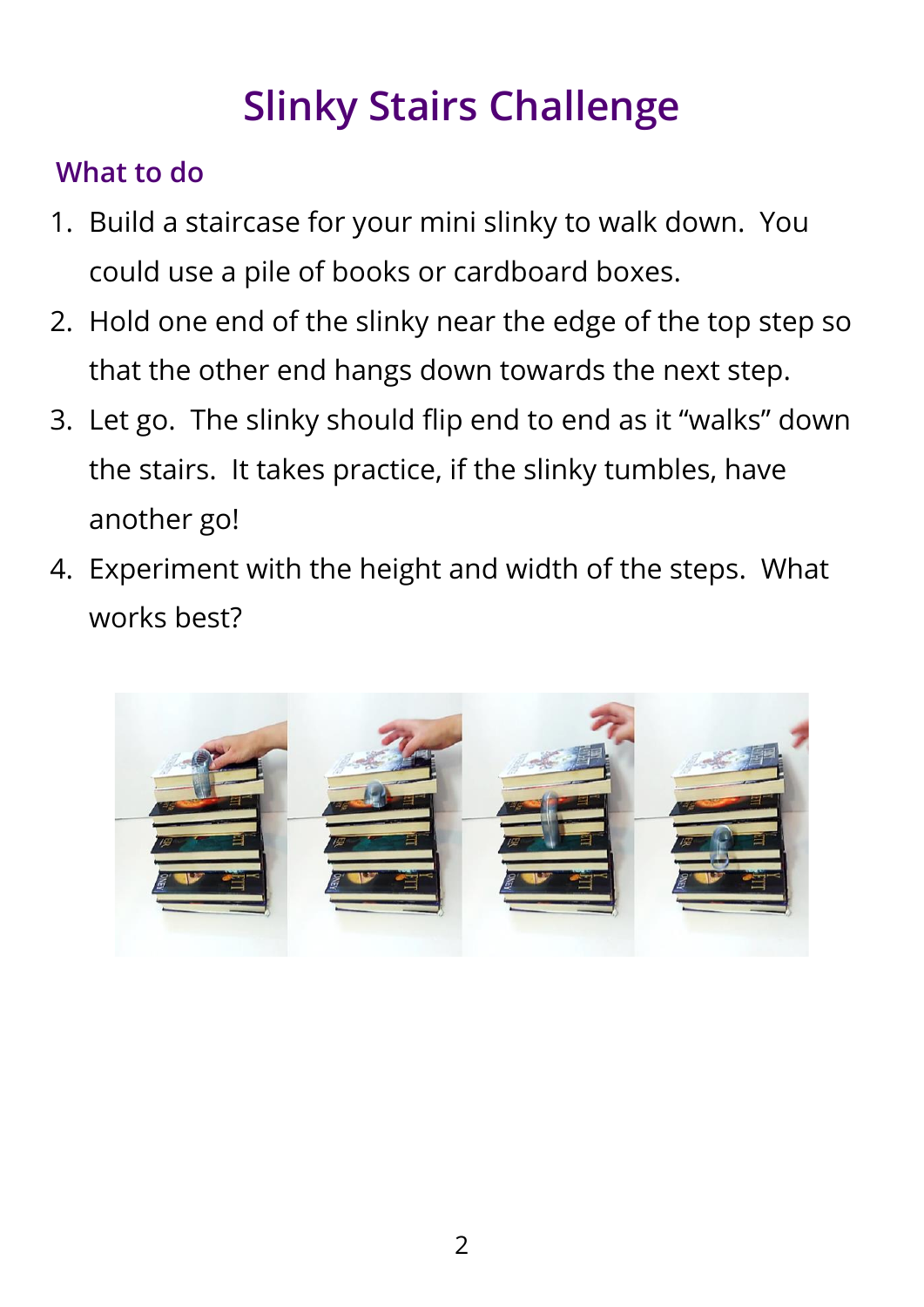# Slinky Stairs Challenge

## What to do

1. Build a staircase for your mini slinky to walk down. You could use a pile of books or cardboard boxes.
2. Hold one end of the slinky near the edge of the top step so that the other end hangs down towards the next step.
3. Let go. The slinky should flip end to end as it "walks" down the stairs. It takes practice, if the slinky tumbles, have another go!
4. Experiment with the height and width of the steps. What works best?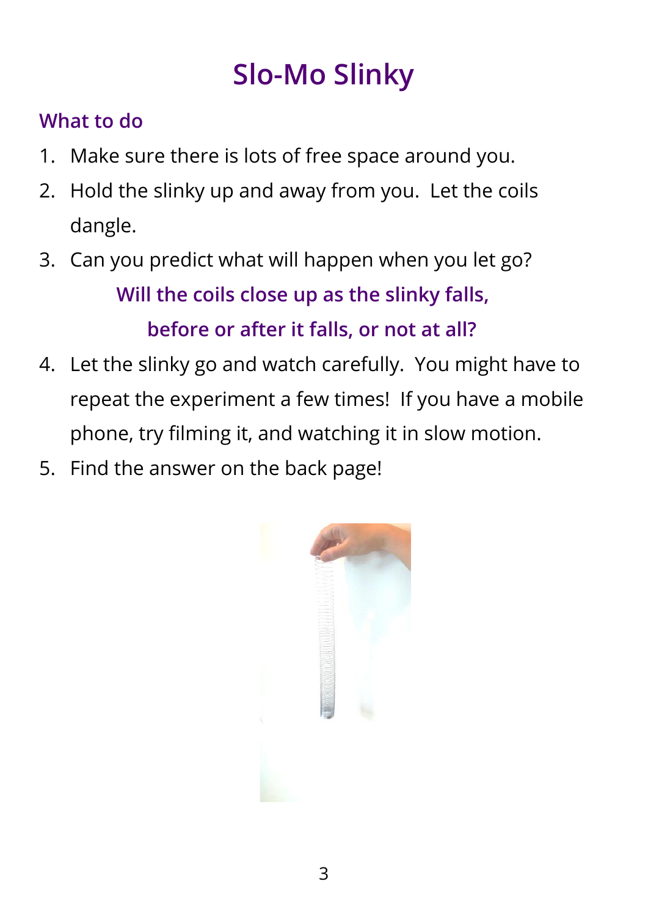# Slo-Mo Slinky

## What to do

1. Make sure there is lots of free space around you.
2. Hold the slinky up and away from you. Let the coils dangle.
3. Can you predict what will happen when you let go?

   **Will the coils close up as the slinky falls, before or after it falls, or not at all?**

4. Let the slinky go and watch carefully. You might have to repeat the experiment a few times! If you have a mobile phone, try filming it, and watching it in slow motion.
5. Find the answer on the back page!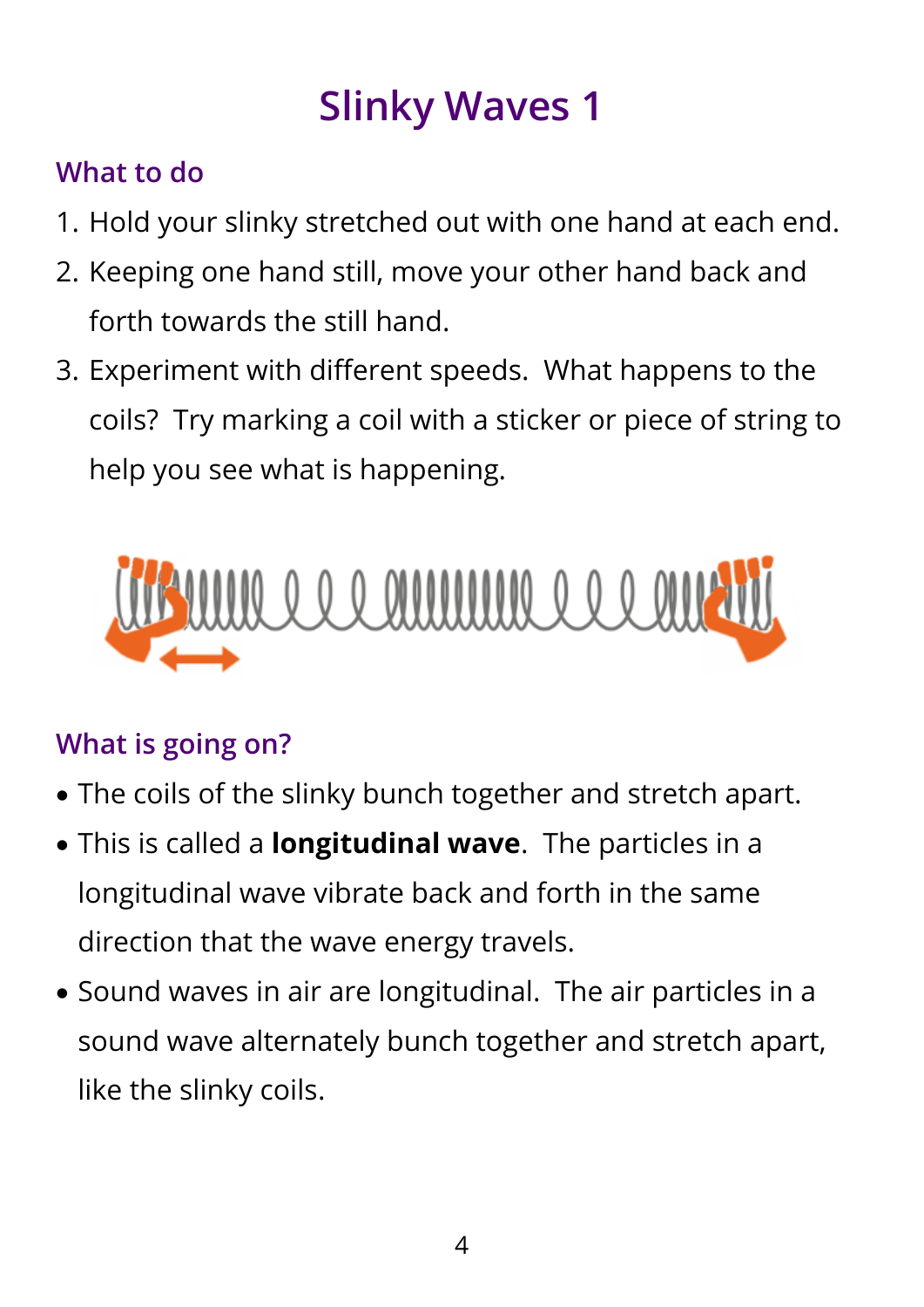# Slinky Waves 1

## What to do

1. Hold your slinky stretched out with one hand at each end.
2. Keeping one hand still, move your other hand back and forth towards the still hand.
3. Experiment with different speeds. What happens to the coils? Try marking a coil with a sticker or piece of string to help you see what is happening.

## What is going on?

- The coils of the slinky bunch together and stretch apart.
- This is called a **longitudinal wave**. The particles in a longitudinal wave vibrate back and forth in the same direction that the wave energy travels.
- Sound waves in air are longitudinal. The air particles in a sound wave alternately bunch together and stretch apart, like the slinky coils.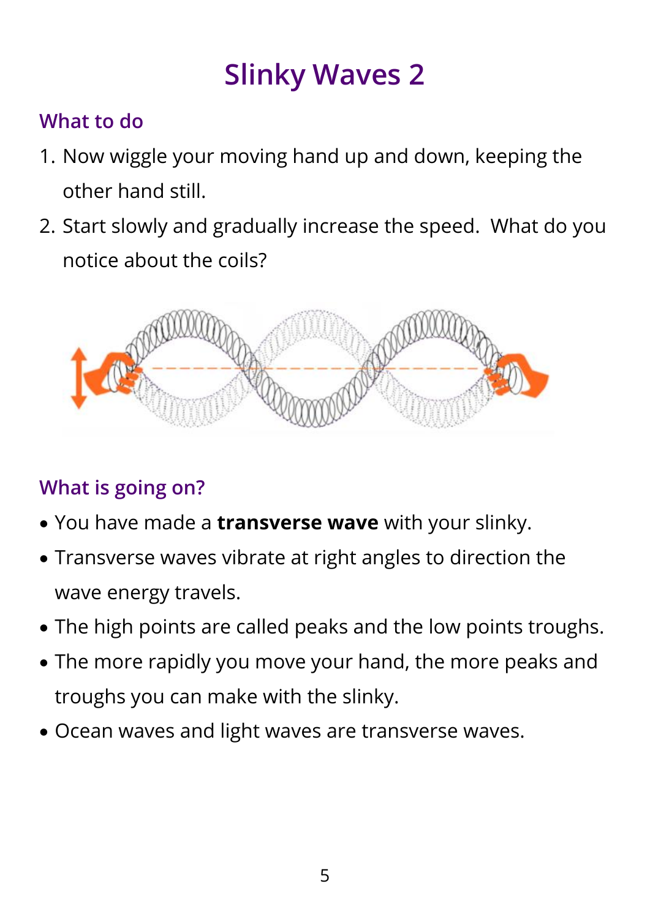# Slinky Waves 2

## What to do

1. Now wiggle your moving hand up and down, keeping the other hand still.
2. Start slowly and gradually increase the speed. What do you notice about the coils?

## What is going on?

- You have made a **transverse wave** with your slinky.
- Transverse waves vibrate at right angles to direction the wave energy travels.
- The high points are called peaks and the low points troughs.
- The more rapidly you move your hand, the more peaks and troughs you can make with the slinky.
- Ocean waves and light waves are transverse waves.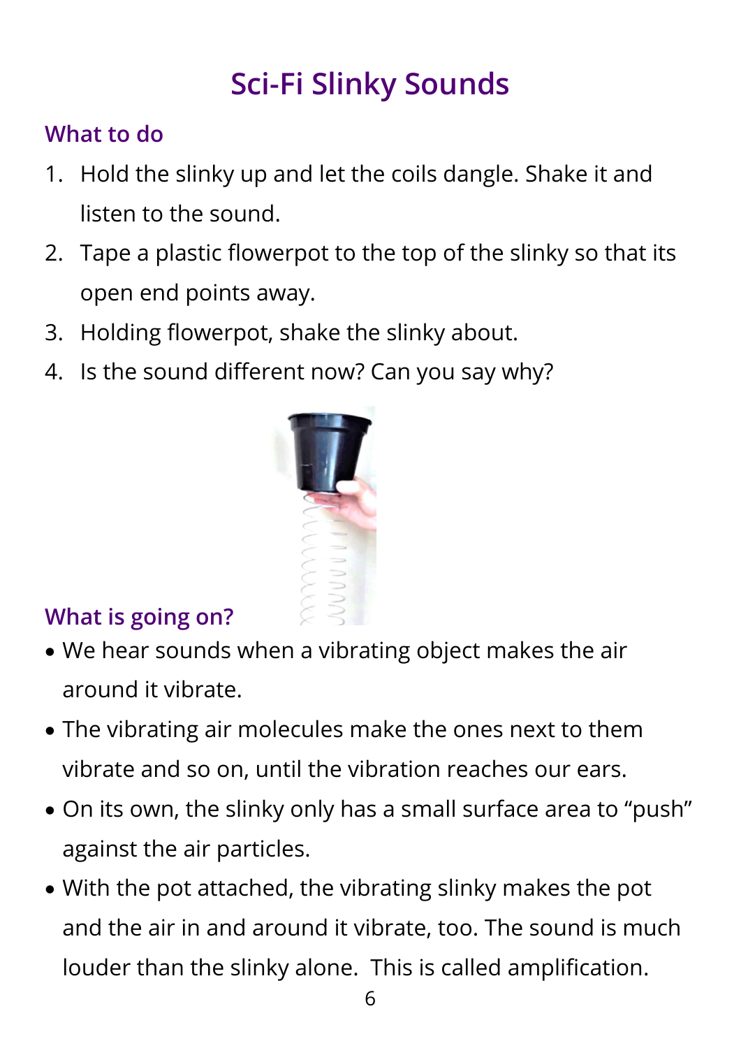# Sci-Fi Slinky Sounds

## What to do

1. Hold the slinky up and let the coils dangle. Shake it and listen to the sound.
2. Tape a plastic flowerpot to the top of the slinky so that its open end points away.
3. Holding flowerpot, shake the slinky about.
4. Is the sound different now? Can you say why?

## What is going on?

- We hear sounds when a vibrating object makes the air around it vibrate.
- The vibrating air molecules make the ones next to them vibrate and so on, until the vibration reaches our ears.
- On its own, the slinky only has a small surface area to "push" against the air particles.
- With the pot attached, the vibrating slinky makes the pot and the air in and around it vibrate, too. The sound is much louder than the slinky alone. This is called amplification.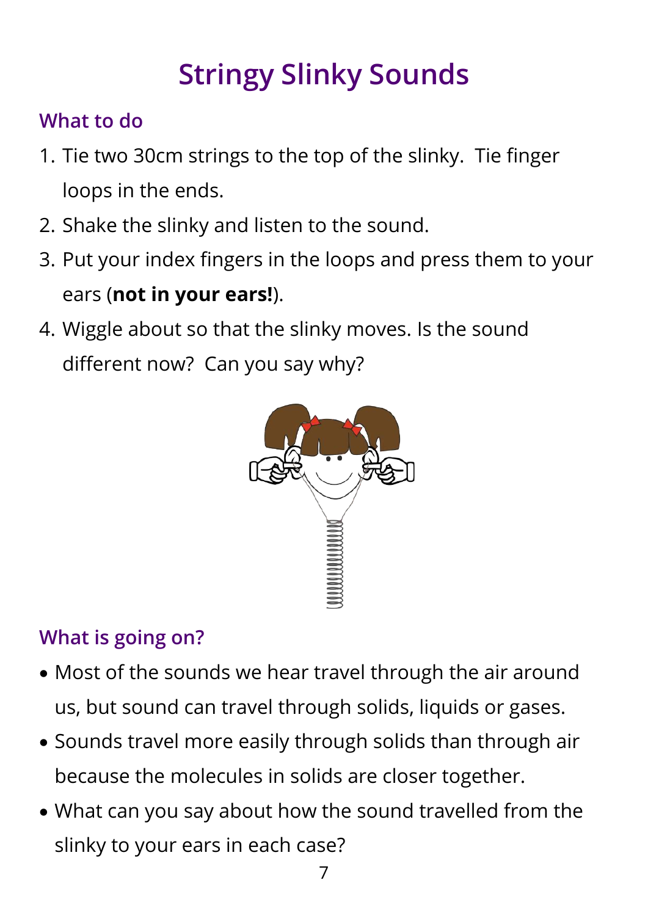# Stringy Slinky Sounds

## What to do

1. Tie two 30cm strings to the top of the slinky. Tie finger loops in the ends.
2. Shake the slinky and listen to the sound.
3. Put your index fingers in the loops and press them to your ears (**not in your ears!**).
4. Wiggle about so that the slinky moves. Is the sound different now? Can you say why?

## What is going on?

- Most of the sounds we hear travel through the air around us, but sound can travel through solids, liquids or gases.
- Sounds travel more easily through solids than through air because the molecules in solids are closer together.
- What can you say about how the sound travelled from the slinky to your ears in each case?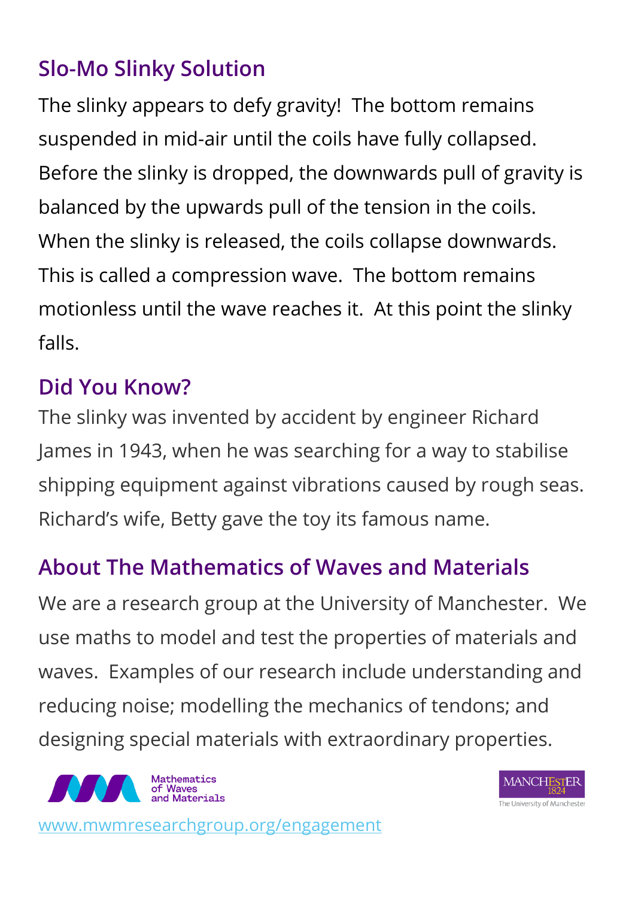## Slo-Mo Slinky Solution

The slinky appears to defy gravity! The bottom remains suspended in mid-air until the coils have fully collapsed. Before the slinky is dropped, the downwards pull of gravity is balanced by the upwards pull of the tension in the coils. When the slinky is released, the coils collapse downwards. This is called a compression wave. The bottom remains motionless until the wave reaches it. At this point the slinky falls.

## Did You Know?

The slinky was invented by accident by engineer Richard James in 1943, when he was searching for a way to stabilise shipping equipment against vibrations caused by rough seas. Richard's wife, Betty gave the toy its famous name.

## About The Mathematics of Waves and Materials

We are a research group at the University of Manchester. We use maths to model and test the properties of materials and waves. Examples of our research include understanding and reducing noise; modelling the mechanics of tendons; and designing special materials with extraordinary properties.

Mathematics of Waves and Materials

MANCHESTER 1824 The University of Manchester

www.mwmresearchgroup.org/engagement